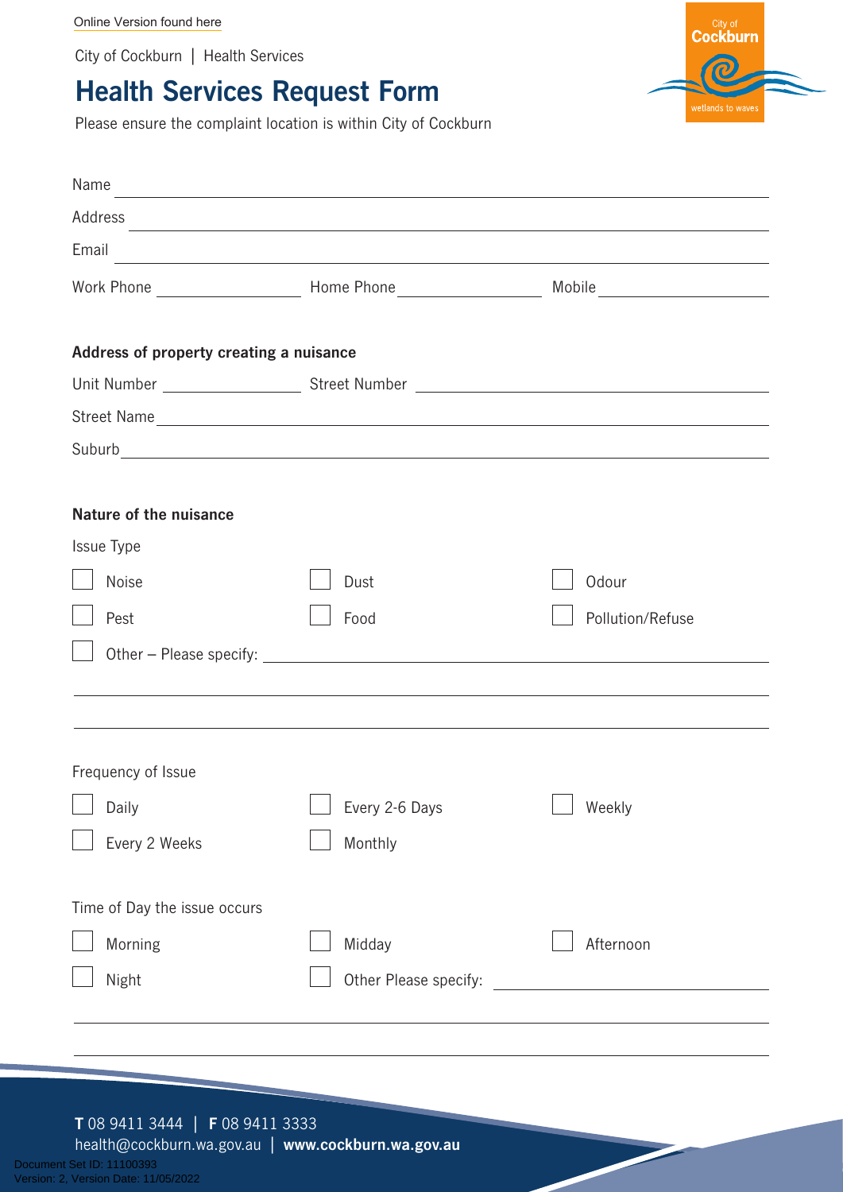Online Version found here

City of Cockburn | Health Services

# Health Services Request Form

Please ensure the complaint location is within City of Cockburn

Name ______________________________

Address ______________________________

Email ______________________________

Work Phone ______________ Home Phone ______________ Mobile ______________

**Address of property creating a nuisance**

Unit Number ______________ Street Number ______________

Street Name ______________________________

Suburb ______________________________

**Nature of the nuisance**

Issue Type

- ☐ Noise
- ☐ Dust
- ☐ Odour
- ☐ Pest
- ☐ Food
- ☐ Pollution/Refuse
- ☐ Other – Please specify: ______________________________

______________________________

______________________________

Frequency of Issue

- ☐ Daily
- ☐ Every 2-6 Days
- ☐ Weekly
- ☐ Every 2 Weeks
- ☐ Monthly

Time of Day the issue occurs

- ☐ Morning
- ☐ Midday
- ☐ Afternoon
- ☐ Night
- ☐ Other Please specify: ______________________________

______________________________

______________________________

**T** 08 9411 3444 | **F** 08 9411 3333
health@cockburn.wa.gov.au | **www.cockburn.wa.gov.au**

Document Set ID: 11100393
Version: 2, Version Date: 11/05/2022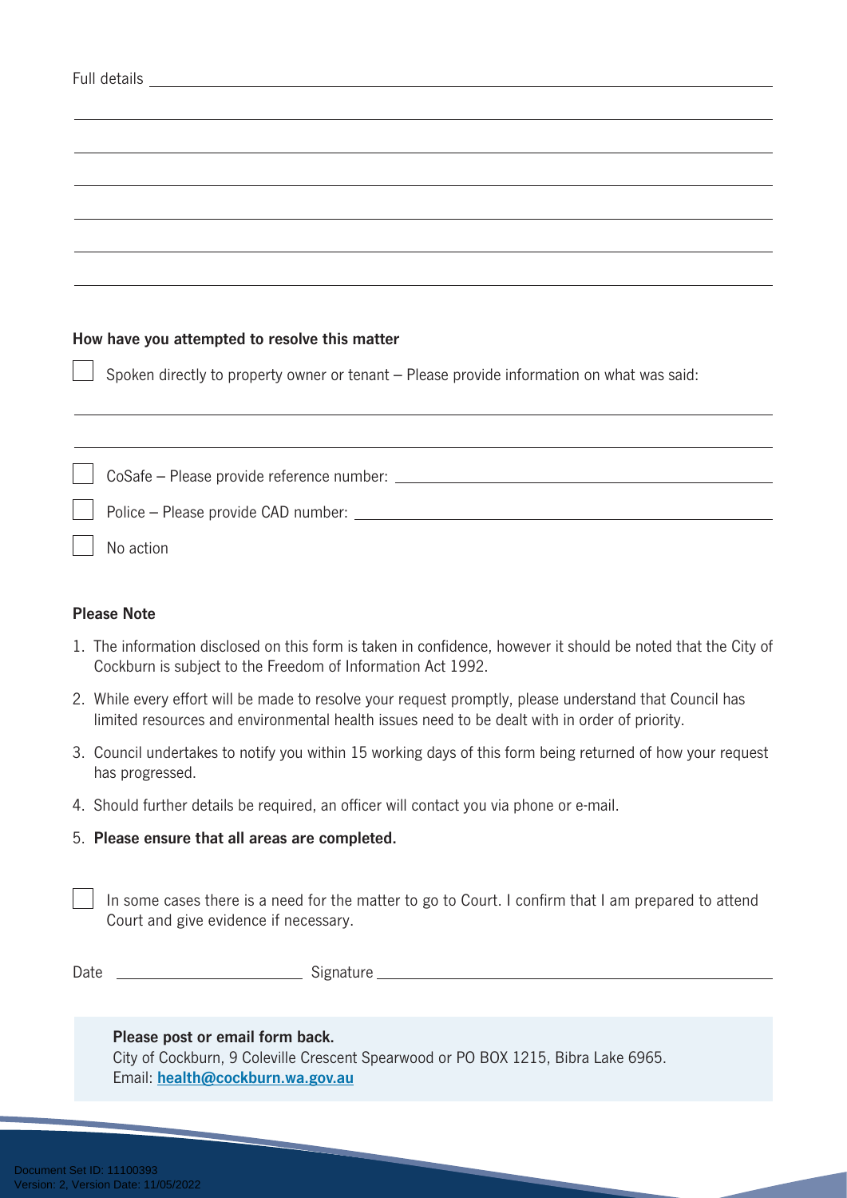Full details ______________________________________________

______________________________________________

______________________________________________

______________________________________________

______________________________________________

______________________________________________

______________________________________________

**How have you attempted to resolve this matter**

☐ Spoken directly to property owner or tenant – Please provide information on what was said:

______________________________________________

______________________________________________

☐ CoSafe – Please provide reference number: ______________________________

☐ Police – Please provide CAD number: ______________________________

☐ No action

**Please Note**

1. The information disclosed on this form is taken in confidence, however it should be noted that the City of Cockburn is subject to the Freedom of Information Act 1992.
2. While every effort will be made to resolve your request promptly, please understand that Council has limited resources and environmental health issues need to be dealt with in order of priority.
3. Council undertakes to notify you within 15 working days of this form being returned of how your request has progressed.
4. Should further details be required, an officer will contact you via phone or e-mail.
5. **Please ensure that all areas are completed.**

☐ In some cases there is a need for the matter to go to Court. I confirm that I am prepared to attend Court and give evidence if necessary.

Date ____________________ Signature ______________________________

**Please post or email form back.**
City of Cockburn, 9 Coleville Crescent Spearwood or PO BOX 1215, Bibra Lake 6965.
Email: **health@cockburn.wa.gov.au**

Document Set ID: 11100393
Version: 2, Version Date: 11/05/2022